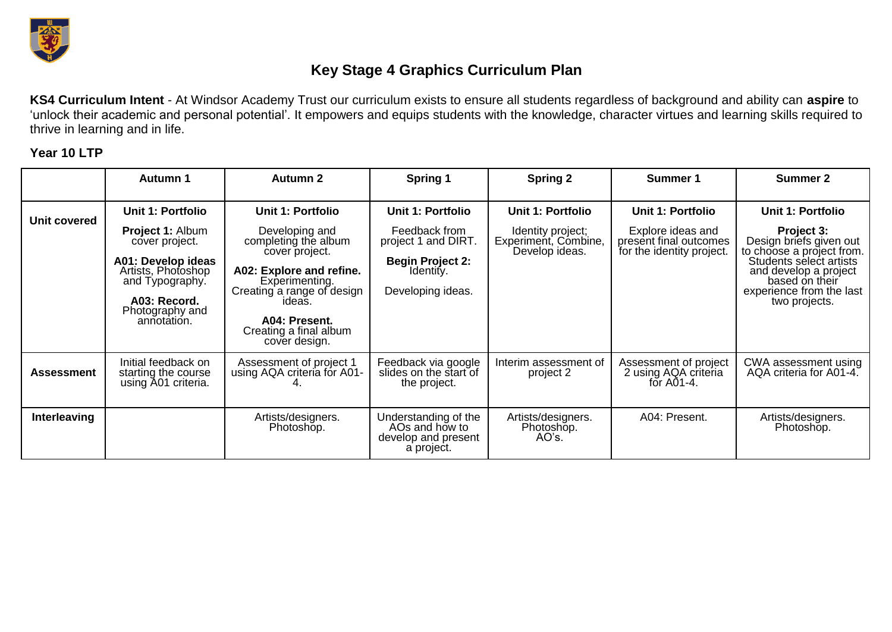# Key Stage 4 Graphics Curriculum Plan

**KS4 Curriculum Intent** - At Windsor Academy Trust our curriculum exists to ensure all students regardless of background and ability can **aspire** to 'unlock their academic and personal potential'. It empowers and equips students with the knowledge, character virtues and learning skills required to thrive in learning and in life.

**Year 10 LTP**

| | Autumn 1 | Autumn 2 | Spring 1 | Spring 2 | Summer 1 | Summer 2 |
|---|---|---|---|---|---|---|
| **Unit covered** | **Unit 1: Portfolio**<br>**Project 1:** Album cover project.<br>**A01: Develop ideas** Artists, Photoshop and Typography.<br>**A03: Record.** Photography and annotation. | **Unit 1: Portfolio**<br>Developing and completing the album cover project.<br>**A02: Explore and refine.** Experimenting. Creating a range of design ideas.<br>**A04: Present.** Creating a final album cover design. | **Unit 1: Portfolio**<br>Feedback from project 1 and DIRT.<br>**Begin Project 2:** Identity.<br>Developing ideas. | **Unit 1: Portfolio**<br>Identity project; Experiment, Combine, Develop ideas. | **Unit 1: Portfolio**<br>Explore ideas and present final outcomes for the identity project. | **Unit 1: Portfolio**<br>**Project 3:** Design briefs given out to choose a project from. Students select artists and develop a project based on their experience from the last two projects. |
| **Assessment** | Initial feedback on starting the course using A01 criteria. | Assessment of project 1 using AQA criteria for A01-4. | Feedback via google slides on the start of the project. | Interim assessment of project 2 | Assessment of project 2 using AQA criteria for A01-4. | CWA assessment using AQA criteria for A01-4. |
| **Interleaving** | | Artists/designers. Photoshop. | Understanding of the AOs and how to develop and present a project. | Artists/designers. Photoshop. AO's. | A04: Present. | Artists/designers. Photoshop. |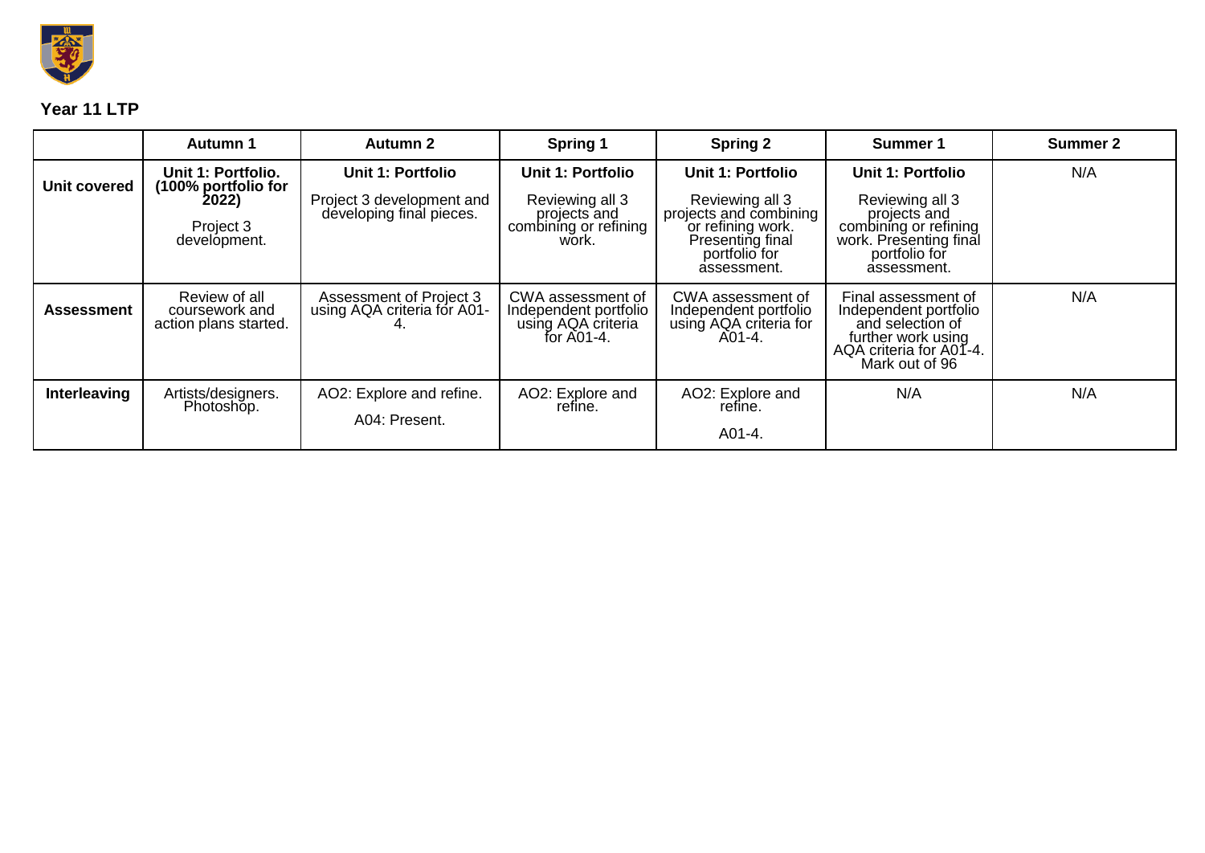## Year 11 LTP

| | Autumn 1 | Autumn 2 | Spring 1 | Spring 2 | Summer 1 | Summer 2 |
|---|---|---|---|---|---|---|
| **Unit covered** | **Unit 1: Portfolio. (100% portfolio for 2022)** Project 3 development. | **Unit 1: Portfolio** Project 3 development and developing final pieces. | **Unit 1: Portfolio** Reviewing all 3 projects and combining or refining work. | **Unit 1: Portfolio** Reviewing all 3 projects and combining or refining work. Presenting final portfolio for assessment. | **Unit 1: Portfolio** Reviewing all 3 projects and combining or refining work. Presenting final portfolio for assessment. | N/A |
| **Assessment** | Review of all coursework and action plans started. | Assessment of Project 3 using AQA criteria for A01-4. | CWA assessment of Independent portfolio using AQA criteria for A01-4. | CWA assessment of Independent portfolio using AQA criteria for A01-4. | Final assessment of Independent portfolio and selection of further work using AQA criteria for A01-4. Mark out of 96 | N/A |
| **Interleaving** | Artists/designers. Photoshop. | AO2: Explore and refine. A04: Present. | AO2: Explore and refine. | AO2: Explore and refine. A01-4. | N/A | N/A |